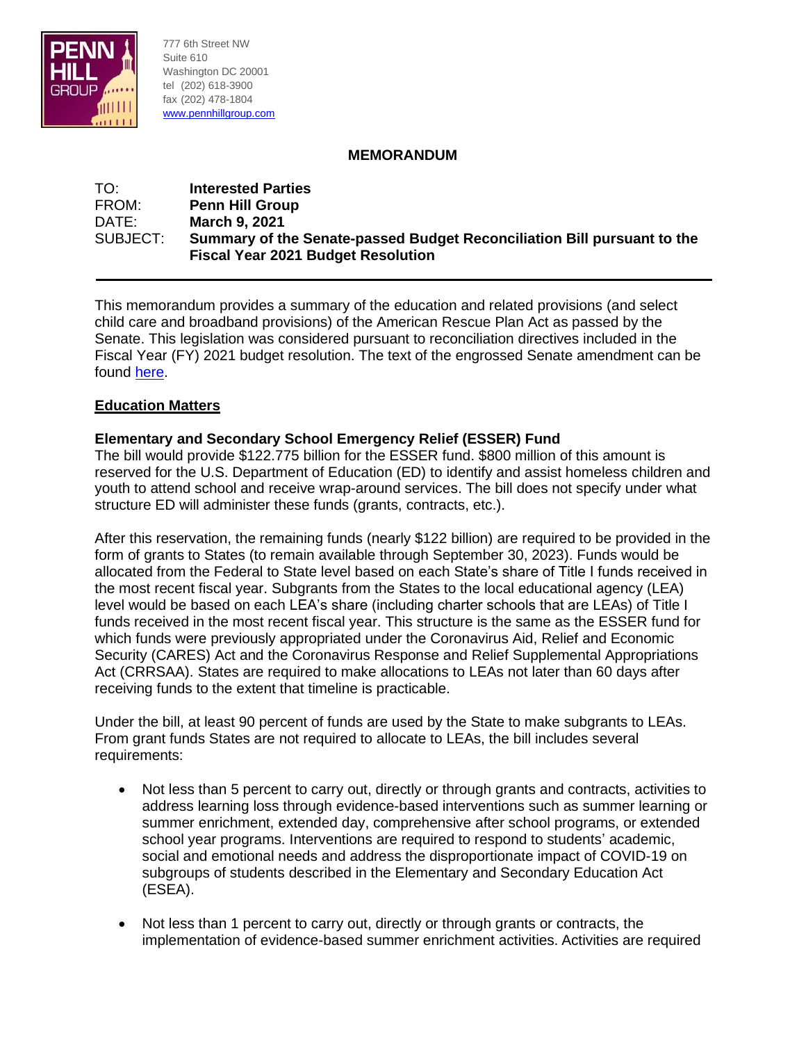777 6th Street NW
Suite 610
Washington DC 20001
tel (202) 618-3900
fax (202) 478-1804
www.pennhillgroup.com

**MEMORANDUM**

| | |
|---|---|
| TO: | **Interested Parties** |
| FROM: | **Penn Hill Group** |
| DATE: | **March 9, 2021** |
| SUBJECT: | **Summary of the Senate-passed Budget Reconciliation Bill pursuant to the Fiscal Year 2021 Budget Resolution** |

This memorandum provides a summary of the education and related provisions (and select child care and broadband provisions) of the American Rescue Plan Act as passed by the Senate. This legislation was considered pursuant to reconciliation directives included in the Fiscal Year (FY) 2021 budget resolution. The text of the engrossed Senate amendment can be found here.

## Education Matters

### Elementary and Secondary School Emergency Relief (ESSER) Fund

The bill would provide $122.775 billion for the ESSER fund. $800 million of this amount is reserved for the U.S. Department of Education (ED) to identify and assist homeless children and youth to attend school and receive wrap-around services. The bill does not specify under what structure ED will administer these funds (grants, contracts, etc.).

After this reservation, the remaining funds (nearly $122 billion) are required to be provided in the form of grants to States (to remain available through September 30, 2023). Funds would be allocated from the Federal to State level based on each State's share of Title I funds received in the most recent fiscal year. Subgrants from the States to the local educational agency (LEA) level would be based on each LEA's share (including charter schools that are LEAs) of Title I funds received in the most recent fiscal year. This structure is the same as the ESSER fund for which funds were previously appropriated under the Coronavirus Aid, Relief and Economic Security (CARES) Act and the Coronavirus Response and Relief Supplemental Appropriations Act (CRRSAA). States are required to make allocations to LEAs not later than 60 days after receiving funds to the extent that timeline is practicable.

Under the bill, at least 90 percent of funds are used by the State to make subgrants to LEAs. From grant funds States are not required to allocate to LEAs, the bill includes several requirements:

- Not less than 5 percent to carry out, directly or through grants and contracts, activities to address learning loss through evidence-based interventions such as summer learning or summer enrichment, extended day, comprehensive after school programs, or extended school year programs. Interventions are required to respond to students' academic, social and emotional needs and address the disproportionate impact of COVID-19 on subgroups of students described in the Elementary and Secondary Education Act (ESEA).
- Not less than 1 percent to carry out, directly or through grants or contracts, the implementation of evidence-based summer enrichment activities. Activities are required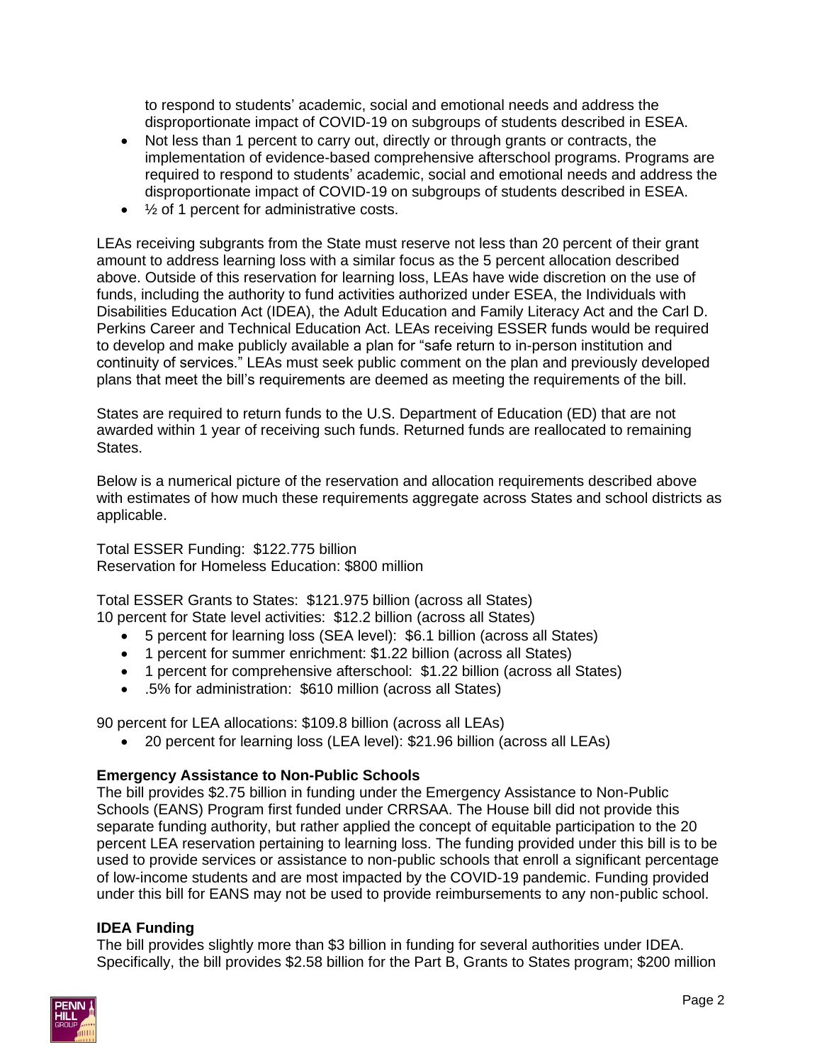to respond to students' academic, social and emotional needs and address the disproportionate impact of COVID-19 on subgroups of students described in ESEA.

- Not less than 1 percent to carry out, directly or through grants or contracts, the implementation of evidence-based comprehensive afterschool programs. Programs are required to respond to students' academic, social and emotional needs and address the disproportionate impact of COVID-19 on subgroups of students described in ESEA.
- ½ of 1 percent for administrative costs.

LEAs receiving subgrants from the State must reserve not less than 20 percent of their grant amount to address learning loss with a similar focus as the 5 percent allocation described above. Outside of this reservation for learning loss, LEAs have wide discretion on the use of funds, including the authority to fund activities authorized under ESEA, the Individuals with Disabilities Education Act (IDEA), the Adult Education and Family Literacy Act and the Carl D. Perkins Career and Technical Education Act. LEAs receiving ESSER funds would be required to develop and make publicly available a plan for "safe return to in-person institution and continuity of services." LEAs must seek public comment on the plan and previously developed plans that meet the bill's requirements are deemed as meeting the requirements of the bill.

States are required to return funds to the U.S. Department of Education (ED) that are not awarded within 1 year of receiving such funds. Returned funds are reallocated to remaining States.

Below is a numerical picture of the reservation and allocation requirements described above with estimates of how much these requirements aggregate across States and school districts as applicable.

Total ESSER Funding: $122.775 billion
Reservation for Homeless Education: $800 million

Total ESSER Grants to States: $121.975 billion (across all States)
10 percent for State level activities: $12.2 billion (across all States)

- 5 percent for learning loss (SEA level): $6.1 billion (across all States)
- 1 percent for summer enrichment: $1.22 billion (across all States)
- 1 percent for comprehensive afterschool: $1.22 billion (across all States)
- .5% for administration: $610 million (across all States)

90 percent for LEA allocations: $109.8 billion (across all LEAs)

- 20 percent for learning loss (LEA level): $21.96 billion (across all LEAs)

**Emergency Assistance to Non-Public Schools**
The bill provides $2.75 billion in funding under the Emergency Assistance to Non-Public Schools (EANS) Program first funded under CRRSAA. The House bill did not provide this separate funding authority, but rather applied the concept of equitable participation to the 20 percent LEA reservation pertaining to learning loss. The funding provided under this bill is to be used to provide services or assistance to non-public schools that enroll a significant percentage of low-income students and are most impacted by the COVID-19 pandemic. Funding provided under this bill for EANS may not be used to provide reimbursements to any non-public school.

**IDEA Funding**
The bill provides slightly more than $3 billion in funding for several authorities under IDEA. Specifically, the bill provides $2.58 billion for the Part B, Grants to States program; $200 million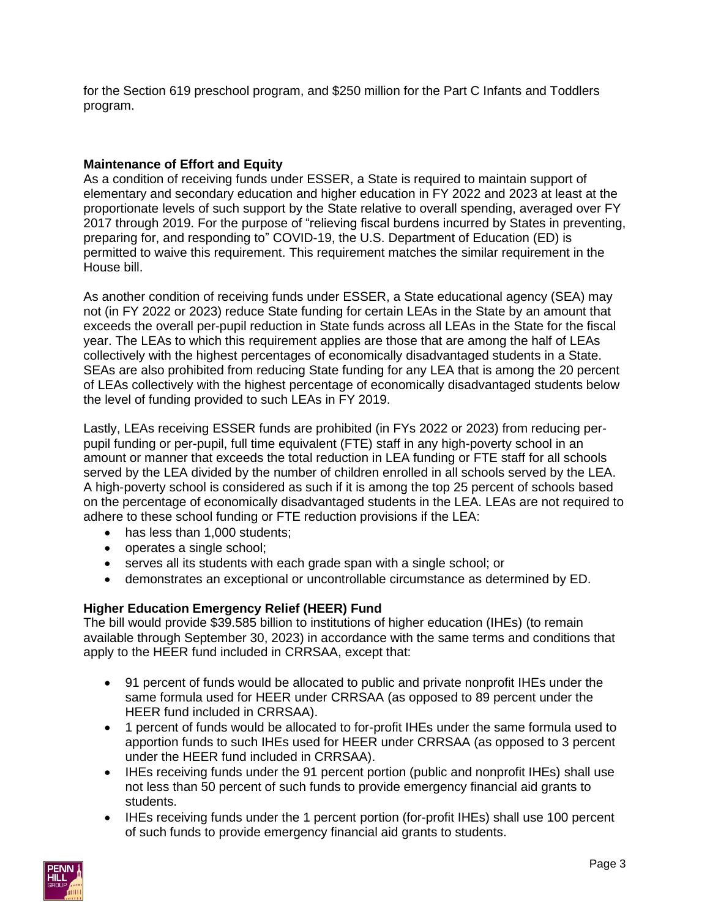for the Section 619 preschool program, and $250 million for the Part C Infants and Toddlers program.

**Maintenance of Effort and Equity**

As a condition of receiving funds under ESSER, a State is required to maintain support of elementary and secondary education and higher education in FY 2022 and 2023 at least at the proportionate levels of such support by the State relative to overall spending, averaged over FY 2017 through 2019. For the purpose of "relieving fiscal burdens incurred by States in preventing, preparing for, and responding to" COVID-19, the U.S. Department of Education (ED) is permitted to waive this requirement. This requirement matches the similar requirement in the House bill.

As another condition of receiving funds under ESSER, a State educational agency (SEA) may not (in FY 2022 or 2023) reduce State funding for certain LEAs in the State by an amount that exceeds the overall per-pupil reduction in State funds across all LEAs in the State for the fiscal year. The LEAs to which this requirement applies are those that are among the half of LEAs collectively with the highest percentages of economically disadvantaged students in a State. SEAs are also prohibited from reducing State funding for any LEA that is among the 20 percent of LEAs collectively with the highest percentage of economically disadvantaged students below the level of funding provided to such LEAs in FY 2019.

Lastly, LEAs receiving ESSER funds are prohibited (in FYs 2022 or 2023) from reducing per-pupil funding or per-pupil, full time equivalent (FTE) staff in any high-poverty school in an amount or manner that exceeds the total reduction in LEA funding or FTE staff for all schools served by the LEA divided by the number of children enrolled in all schools served by the LEA. A high-poverty school is considered as such if it is among the top 25 percent of schools based on the percentage of economically disadvantaged students in the LEA. LEAs are not required to adhere to these school funding or FTE reduction provisions if the LEA:

- has less than 1,000 students;
- operates a single school;
- serves all its students with each grade span with a single school; or
- demonstrates an exceptional or uncontrollable circumstance as determined by ED.

**Higher Education Emergency Relief (HEER) Fund**

The bill would provide $39.585 billion to institutions of higher education (IHEs) (to remain available through September 30, 2023) in accordance with the same terms and conditions that apply to the HEER fund included in CRRSAA, except that:

- 91 percent of funds would be allocated to public and private nonprofit IHEs under the same formula used for HEER under CRRSAA (as opposed to 89 percent under the HEER fund included in CRRSAA).
- 1 percent of funds would be allocated to for-profit IHEs under the same formula used to apportion funds to such IHEs used for HEER under CRRSAA (as opposed to 3 percent under the HEER fund included in CRRSAA).
- IHEs receiving funds under the 91 percent portion (public and nonprofit IHEs) shall use not less than 50 percent of such funds to provide emergency financial aid grants to students.
- IHEs receiving funds under the 1 percent portion (for-profit IHEs) shall use 100 percent of such funds to provide emergency financial aid grants to students.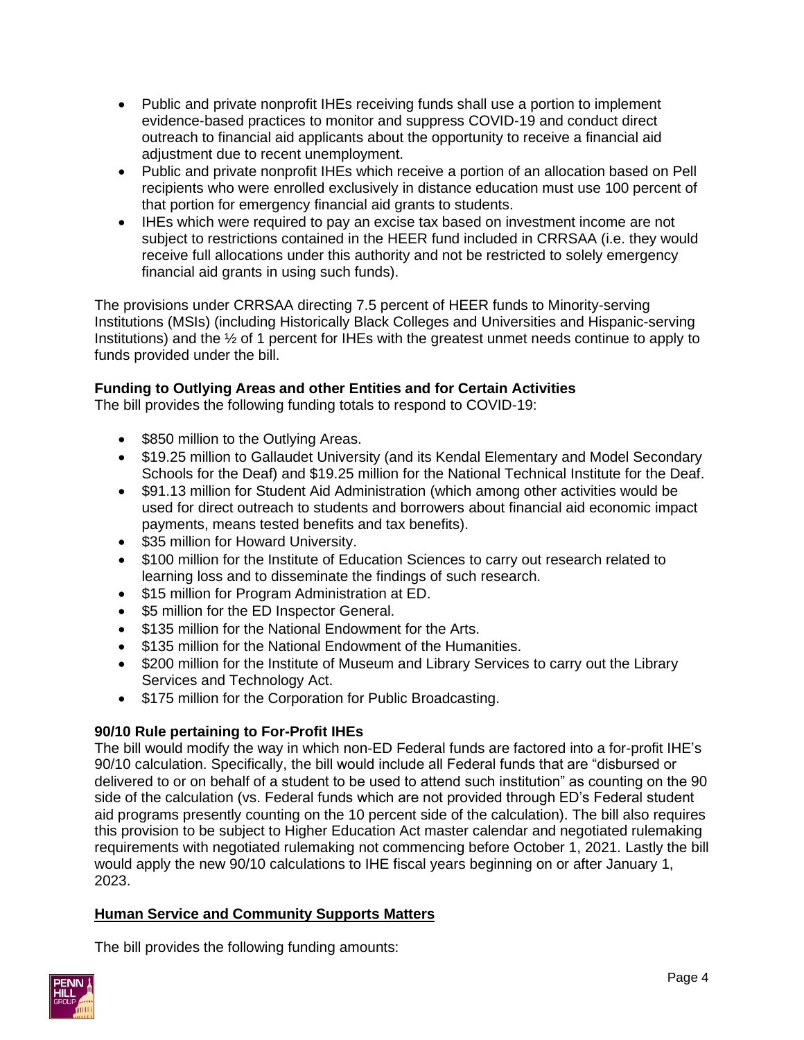- Public and private nonprofit IHEs receiving funds shall use a portion to implement evidence-based practices to monitor and suppress COVID-19 and conduct direct outreach to financial aid applicants about the opportunity to receive a financial aid adjustment due to recent unemployment.
- Public and private nonprofit IHEs which receive a portion of an allocation based on Pell recipients who were enrolled exclusively in distance education must use 100 percent of that portion for emergency financial aid grants to students.
- IHEs which were required to pay an excise tax based on investment income are not subject to restrictions contained in the HEER fund included in CRRSAA (i.e. they would receive full allocations under this authority and not be restricted to solely emergency financial aid grants in using such funds).

The provisions under CRRSAA directing 7.5 percent of HEER funds to Minority-serving Institutions (MSIs) (including Historically Black Colleges and Universities and Hispanic-serving Institutions) and the ½ of 1 percent for IHEs with the greatest unmet needs continue to apply to funds provided under the bill.

**Funding to Outlying Areas and other Entities and for Certain Activities**

The bill provides the following funding totals to respond to COVID-19:

- $850 million to the Outlying Areas.
- $19.25 million to Gallaudet University (and its Kendal Elementary and Model Secondary Schools for the Deaf) and $19.25 million for the National Technical Institute for the Deaf.
- $91.13 million for Student Aid Administration (which among other activities would be used for direct outreach to students and borrowers about financial aid economic impact payments, means tested benefits and tax benefits).
- $35 million for Howard University.
- $100 million for the Institute of Education Sciences to carry out research related to learning loss and to disseminate the findings of such research.
- $15 million for Program Administration at ED.
- $5 million for the ED Inspector General.
- $135 million for the National Endowment for the Arts.
- $135 million for the National Endowment of the Humanities.
- $200 million for the Institute of Museum and Library Services to carry out the Library Services and Technology Act.
- $175 million for the Corporation for Public Broadcasting.

**90/10 Rule pertaining to For-Profit IHEs**

The bill would modify the way in which non-ED Federal funds are factored into a for-profit IHE's 90/10 calculation. Specifically, the bill would include all Federal funds that are "disbursed or delivered to or on behalf of a student to be used to attend such institution" as counting on the 90 side of the calculation (vs. Federal funds which are not provided through ED's Federal student aid programs presently counting on the 10 percent side of the calculation). The bill also requires this provision to be subject to Higher Education Act master calendar and negotiated rulemaking requirements with negotiated rulemaking not commencing before October 1, 2021. Lastly the bill would apply the new 90/10 calculations to IHE fiscal years beginning on or after January 1, 2023.

**Human Service and Community Supports Matters**

The bill provides the following funding amounts: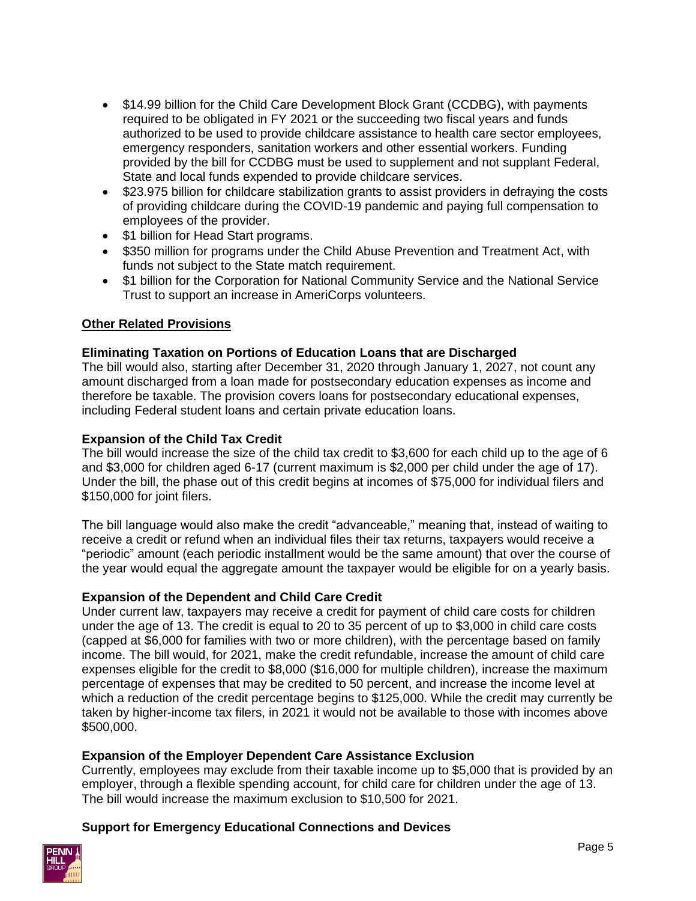- $14.99 billion for the Child Care Development Block Grant (CCDBG), with payments required to be obligated in FY 2021 or the succeeding two fiscal years and funds authorized to be used to provide childcare assistance to health care sector employees, emergency responders, sanitation workers and other essential workers. Funding provided by the bill for CCDBG must be used to supplement and not supplant Federal, State and local funds expended to provide childcare services.
- $23.975 billion for childcare stabilization grants to assist providers in defraying the costs of providing childcare during the COVID-19 pandemic and paying full compensation to employees of the provider.
- $1 billion for Head Start programs.
- $350 million for programs under the Child Abuse Prevention and Treatment Act, with funds not subject to the State match requirement.
- $1 billion for the Corporation for National Community Service and the National Service Trust to support an increase in AmeriCorps volunteers.

## Other Related Provisions

### Eliminating Taxation on Portions of Education Loans that are Discharged

The bill would also, starting after December 31, 2020 through January 1, 2027, not count any amount discharged from a loan made for postsecondary education expenses as income and therefore be taxable. The provision covers loans for postsecondary educational expenses, including Federal student loans and certain private education loans.

### Expansion of the Child Tax Credit

The bill would increase the size of the child tax credit to $3,600 for each child up to the age of 6 and $3,000 for children aged 6-17 (current maximum is $2,000 per child under the age of 17). Under the bill, the phase out of this credit begins at incomes of $75,000 for individual filers and $150,000 for joint filers.

The bill language would also make the credit "advanceable," meaning that, instead of waiting to receive a credit or refund when an individual files their tax returns, taxpayers would receive a "periodic" amount (each periodic installment would be the same amount) that over the course of the year would equal the aggregate amount the taxpayer would be eligible for on a yearly basis.

### Expansion of the Dependent and Child Care Credit

Under current law, taxpayers may receive a credit for payment of child care costs for children under the age of 13. The credit is equal to 20 to 35 percent of up to $3,000 in child care costs (capped at $6,000 for families with two or more children), with the percentage based on family income. The bill would, for 2021, make the credit refundable, increase the amount of child care expenses eligible for the credit to $8,000 ($16,000 for multiple children), increase the maximum percentage of expenses that may be credited to 50 percent, and increase the income level at which a reduction of the credit percentage begins to $125,000. While the credit may currently be taken by higher-income tax filers, in 2021 it would not be available to those with incomes above $500,000.

### Expansion of the Employer Dependent Care Assistance Exclusion

Currently, employees may exclude from their taxable income up to $5,000 that is provided by an employer, through a flexible spending account, for child care for children under the age of 13. The bill would increase the maximum exclusion to $10,500 for 2021.

### Support for Emergency Educational Connections and Devices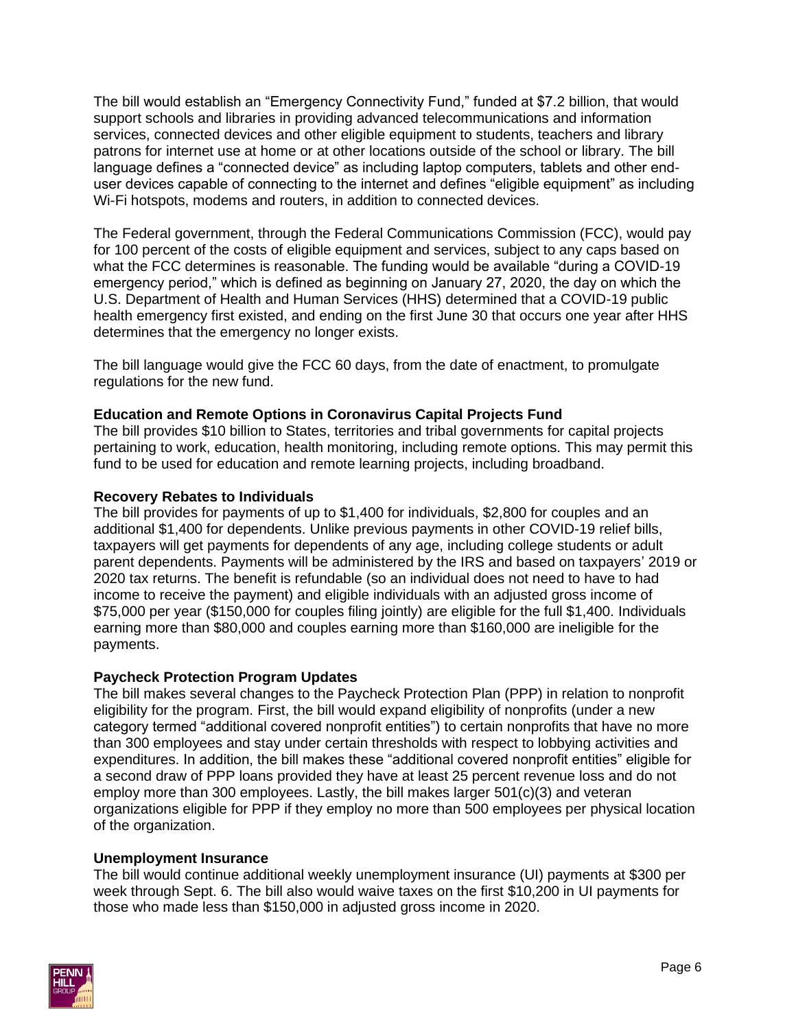The bill would establish an "Emergency Connectivity Fund," funded at $7.2 billion, that would support schools and libraries in providing advanced telecommunications and information services, connected devices and other eligible equipment to students, teachers and library patrons for internet use at home or at other locations outside of the school or library. The bill language defines a "connected device" as including laptop computers, tablets and other end-user devices capable of connecting to the internet and defines "eligible equipment" as including Wi-Fi hotspots, modems and routers, in addition to connected devices.

The Federal government, through the Federal Communications Commission (FCC), would pay for 100 percent of the costs of eligible equipment and services, subject to any caps based on what the FCC determines is reasonable. The funding would be available "during a COVID-19 emergency period," which is defined as beginning on January 27, 2020, the day on which the U.S. Department of Health and Human Services (HHS) determined that a COVID-19 public health emergency first existed, and ending on the first June 30 that occurs one year after HHS determines that the emergency no longer exists.

The bill language would give the FCC 60 days, from the date of enactment, to promulgate regulations for the new fund.

**Education and Remote Options in Coronavirus Capital Projects Fund**

The bill provides $10 billion to States, territories and tribal governments for capital projects pertaining to work, education, health monitoring, including remote options. This may permit this fund to be used for education and remote learning projects, including broadband.

**Recovery Rebates to Individuals**

The bill provides for payments of up to $1,400 for individuals, $2,800 for couples and an additional $1,400 for dependents. Unlike previous payments in other COVID-19 relief bills, taxpayers will get payments for dependents of any age, including college students or adult parent dependents. Payments will be administered by the IRS and based on taxpayers' 2019 or 2020 tax returns. The benefit is refundable (so an individual does not need to have to had income to receive the payment) and eligible individuals with an adjusted gross income of $75,000 per year ($150,000 for couples filing jointly) are eligible for the full $1,400. Individuals earning more than $80,000 and couples earning more than $160,000 are ineligible for the payments.

**Paycheck Protection Program Updates**

The bill makes several changes to the Paycheck Protection Plan (PPP) in relation to nonprofit eligibility for the program. First, the bill would expand eligibility of nonprofits (under a new category termed "additional covered nonprofit entities") to certain nonprofits that have no more than 300 employees and stay under certain thresholds with respect to lobbying activities and expenditures. In addition, the bill makes these "additional covered nonprofit entities" eligible for a second draw of PPP loans provided they have at least 25 percent revenue loss and do not employ more than 300 employees. Lastly, the bill makes larger 501(c)(3) and veteran organizations eligible for PPP if they employ no more than 500 employees per physical location of the organization.

**Unemployment Insurance**

The bill would continue additional weekly unemployment insurance (UI) payments at $300 per week through Sept. 6. The bill also would waive taxes on the first $10,200 in UI payments for those who made less than $150,000 in adjusted gross income in 2020.